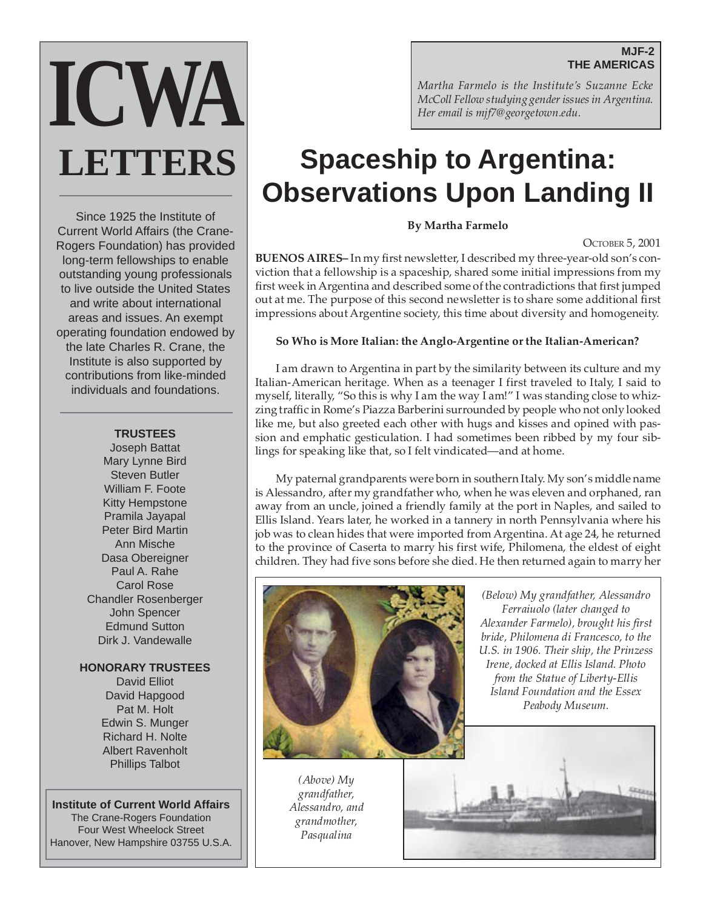# ICWA LETTERS

Since 1925 the Institute of Current World Affairs (the Crane-Rogers Foundation) has provided long-term fellowships to enable outstanding young professionals to live outside the United States and write about international areas and issues. An exempt operating foundation endowed by the late Charles R. Crane, the Institute is also supported by contributions from like-minded individuals and foundations.

**TRUSTEES**

Joseph Battat
Mary Lynne Bird
Steven Butler
William F. Foote
Kitty Hempstone
Pramila Jayapal
Peter Bird Martin
Ann Mische
Dasa Obereigner
Paul A. Rahe
Carol Rose
Chandler Rosenberger
John Spencer
Edmund Sutton
Dirk J. Vandewalle

**HONORARY TRUSTEES**

David Elliot
David Hapgood
Pat M. Holt
Edwin S. Munger
Richard H. Nolte
Albert Ravenholt
Phillips Talbot

**Institute of Current World Affairs**
The Crane-Rogers Foundation
Four West Wheelock Street
Hanover, New Hampshire 03755 U.S.A.

**MJF-2**
**THE AMERICAS**

*Martha Farmelo is the Institute's Suzanne Ecke McColl Fellow studying gender issues in Argentina. Her email is mjf7@georgetown.edu.*

# Spaceship to Argentina: Observations Upon Landing II

**By Martha Farmelo**

OCTOBER 5, 2001

**BUENOS AIRES–** In my first newsletter, I described my three-year-old son's conviction that a fellowship is a spaceship, shared some initial impressions from my first week in Argentina and described some of the contradictions that first jumped out at me. The purpose of this second newsletter is to share some additional first impressions about Argentine society, this time about diversity and homogeneity.

### So Who is More Italian: the Anglo-Argentine or the Italian-American?

I am drawn to Argentina in part by the similarity between its culture and my Italian-American heritage. When as a teenager I first traveled to Italy, I said to myself, literally, "So this is why I am the way I am!" I was standing close to whizzing traffic in Rome's Piazza Barberini surrounded by people who not only looked like me, but also greeted each other with hugs and kisses and opined with passion and emphatic gesticulation. I had sometimes been ribbed by my four siblings for speaking like that, so I felt vindicated—and at home.

My paternal grandparents were born in southern Italy. My son's middle name is Alessandro, after my grandfather who, when he was eleven and orphaned, ran away from an uncle, joined a friendly family at the port in Naples, and sailed to Ellis Island. Years later, he worked in a tannery in north Pennsylvania where his job was to clean hides that were imported from Argentina. At age 24, he returned to the province of Caserta to marry his first wife, Philomena, the eldest of eight children. They had five sons before she died. He then returned again to marry her

*(Below) My grandfather, Alessandro Ferraiuolo (later changed to Alexander Farmelo), brought his first bride, Philomena di Francesco, to the U.S. in 1906. Their ship, the Prinzess Irene, docked at Ellis Island. Photo from the Statue of Liberty-Ellis Island Foundation and the Essex Peabody Museum.*

*(Above) My grandfather, Alessandro, and grandmother, Pasqualina*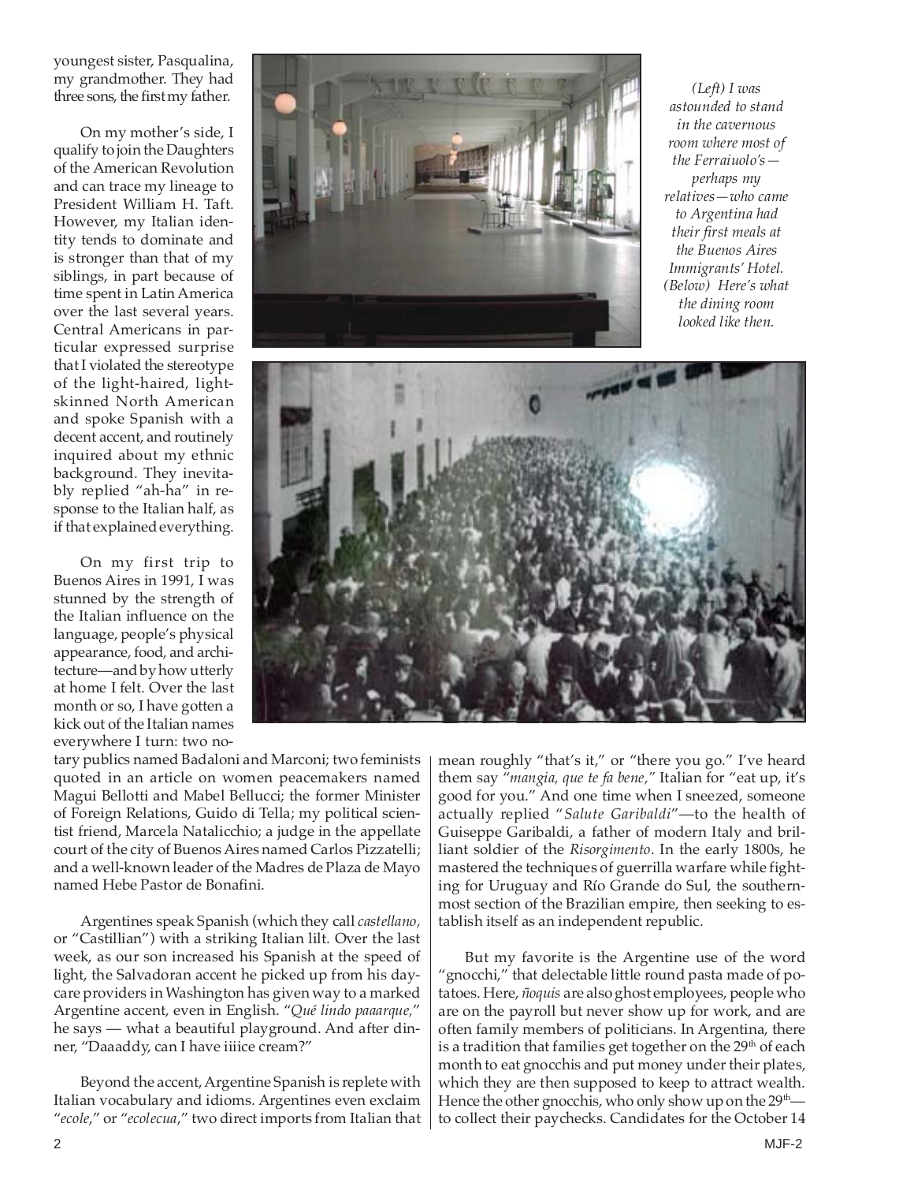youngest sister, Pasqualina, my grandmother. They had three sons, the first my father.

On my mother's side, I qualify to join the Daughters of the American Revolution and can trace my lineage to President William H. Taft. However, my Italian identity tends to dominate and is stronger than that of my siblings, in part because of time spent in Latin America over the last several years. Central Americans in particular expressed surprise that I violated the stereotype of the light-haired, light-skinned North American and spoke Spanish with a decent accent, and routinely inquired about my ethnic background. They inevitably replied "ah-ha" in response to the Italian half, as if that explained everything.

*(Left) I was astounded to stand in the cavernous room where most of the Ferraiuolo's—perhaps my relatives—who came to Argentina had their first meals at the Buenos Aires Immigrants' Hotel. (Below) Here's what the dining room looked like then.*

On my first trip to Buenos Aires in 1991, I was stunned by the strength of the Italian influence on the language, people's physical appearance, food, and architecture—and by how utterly at home I felt. Over the last month or so, I have gotten a kick out of the Italian names everywhere I turn: two notary publics named Badaloni and Marconi; two feminists quoted in an article on women peacemakers named Magui Bellotti and Mabel Bellucci; the former Minister of Foreign Relations, Guido di Tella; my political scientist friend, Marcela Natalicchio; a judge in the appellate court of the city of Buenos Aires named Carlos Pizzatelli; and a well-known leader of the Madres de Plaza de Mayo named Hebe Pastor de Bonafini.

Argentines speak Spanish (which they call *castellano,* or "Castillian") with a striking Italian lilt. Over the last week, as our son increased his Spanish at the speed of light, the Salvadoran accent he picked up from his daycare providers in Washington has given way to a marked Argentine accent, even in English. "*Qué lindo paaarque,*" he says — what a beautiful playground. And after dinner, "Daaaddy, can I have iiiice cream?"

Beyond the accent, Argentine Spanish is replete with Italian vocabulary and idioms. Argentines even exclaim "*ecole*," or "*ecolecua*," two direct imports from Italian that mean roughly "that's it," or "there you go." I've heard them say "*mangia, que te fa bene,*" Italian for "eat up, it's good for you." And one time when I sneezed, someone actually replied "*Salute Garibaldi*"—to the health of Guiseppe Garibaldi, a father of modern Italy and brilliant soldier of the *Risorgimento*. In the early 1800s, he mastered the techniques of guerrilla warfare while fighting for Uruguay and Río Grande do Sul, the southernmost section of the Brazilian empire, then seeking to establish itself as an independent republic.

But my favorite is the Argentine use of the word "gnocchi," that delectable little round pasta made of potatoes. Here, *ñoquis* are also ghost employees, people who are on the payroll but never show up for work, and are often family members of politicians. In Argentina, there is a tradition that families get together on the 29th of each month to eat gnocchis and put money under their plates, which they are then supposed to keep to attract wealth. Hence the other gnocchis, who only show up on the 29th—to collect their paychecks. Candidates for the October 14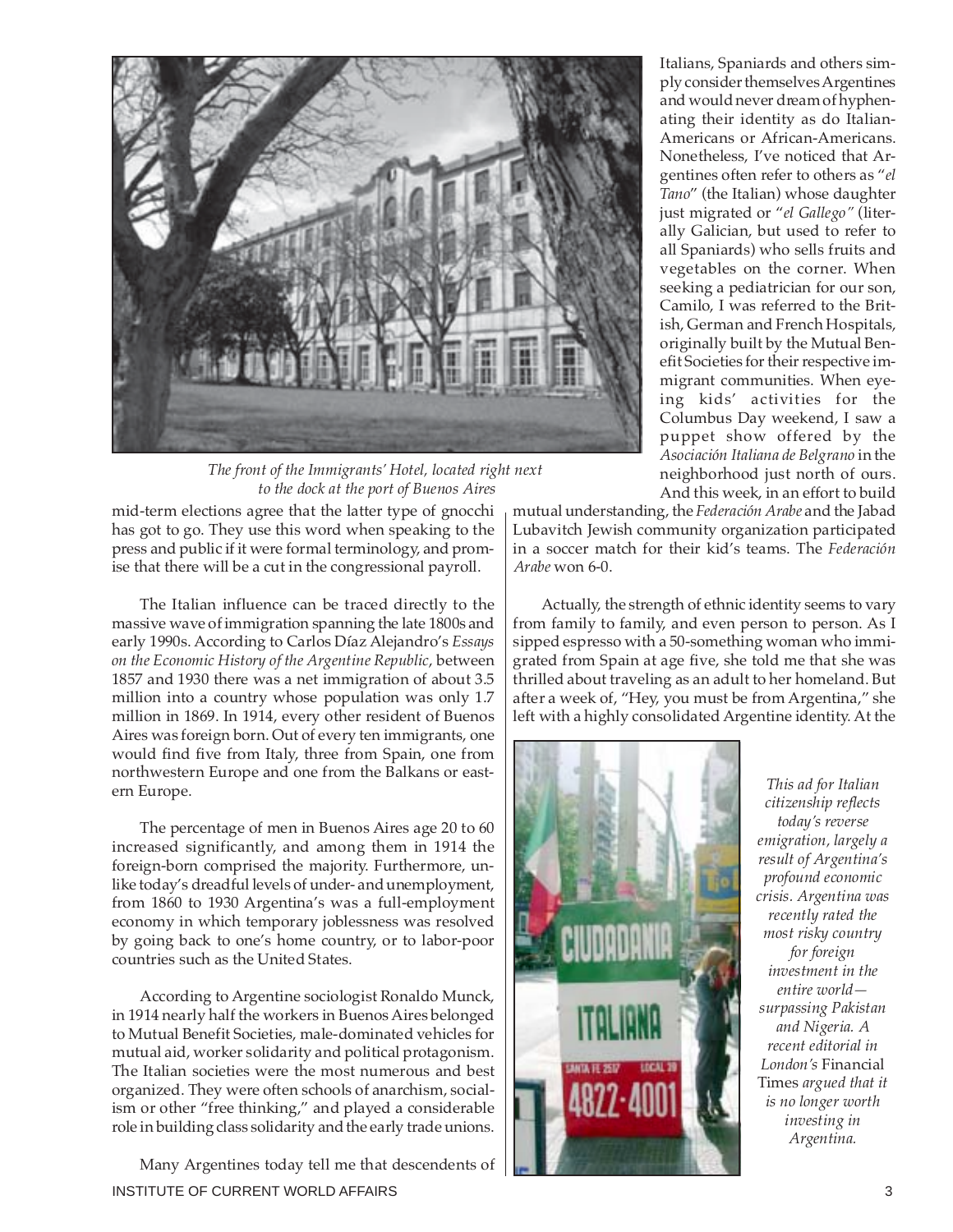*The front of the Immigrants' Hotel, located right next to the dock at the port of Buenos Aires*

mid-term elections agree that the latter type of gnocchi has got to go. They use this word when speaking to the press and public if it were formal terminology, and promise that there will be a cut in the congressional payroll.

The Italian influence can be traced directly to the massive wave of immigration spanning the late 1800s and early 1990s. According to Carlos Díaz Alejandro's *Essays on the Economic History of the Argentine Republic*, between 1857 and 1930 there was a net immigration of about 3.5 million into a country whose population was only 1.7 million in 1869. In 1914, every other resident of Buenos Aires was foreign born. Out of every ten immigrants, one would find five from Italy, three from Spain, one from northwestern Europe and one from the Balkans or eastern Europe.

The percentage of men in Buenos Aires age 20 to 60 increased significantly, and among them in 1914 the foreign-born comprised the majority. Furthermore, unlike today's dreadful levels of under- and unemployment, from 1860 to 1930 Argentina's was a full-employment economy in which temporary joblessness was resolved by going back to one's home country, or to labor-poor countries such as the United States.

According to Argentine sociologist Ronaldo Munck, in 1914 nearly half the workers in Buenos Aires belonged to Mutual Benefit Societies, male-dominated vehicles for mutual aid, worker solidarity and political protagonism. The Italian societies were the most numerous and best organized. They were often schools of anarchism, socialism or other "free thinking," and played a considerable role in building class solidarity and the early trade unions.

Many Argentines today tell me that descendents of Italians, Spaniards and others simply consider themselves Argentines and would never dream of hyphenating their identity as do Italian-Americans or African-Americans. Nonetheless, I've noticed that Argentines often refer to others as "*el Tano*" (the Italian) whose daughter just migrated or "*el Gallego*" (literally Galician, but used to refer to all Spaniards) who sells fruits and vegetables on the corner. When seeking a pediatrician for our son, Camilo, I was referred to the British, German and French Hospitals, originally built by the Mutual Benefit Societies for their respective immigrant communities. When eyeing kids' activities for the Columbus Day weekend, I saw a puppet show offered by the *Asociación Italiana de Belgrano* in the neighborhood just north of ours. And this week, in an effort to build mutual understanding, the *Federación Arabe* and the Jabad Lubavitch Jewish community organization participated in a soccer match for their kid's teams. The *Federación Arabe* won 6-0.

Actually, the strength of ethnic identity seems to vary from family to family, and even person to person. As I sipped espresso with a 50-something woman who immigrated from Spain at age five, she told me that she was thrilled about traveling as an adult to her homeland. But after a week of, "Hey, you must be from Argentina," she left with a highly consolidated Argentine identity. At the

*This ad for Italian citizenship reflects today's reverse emigration, largely a result of Argentina's profound economic crisis. Argentina was recently rated the most risky country for foreign investment in the entire world—surpassing Pakistan and Nigeria. A recent editorial in London's* Financial Times *argued that it is no longer worth investing in Argentina.*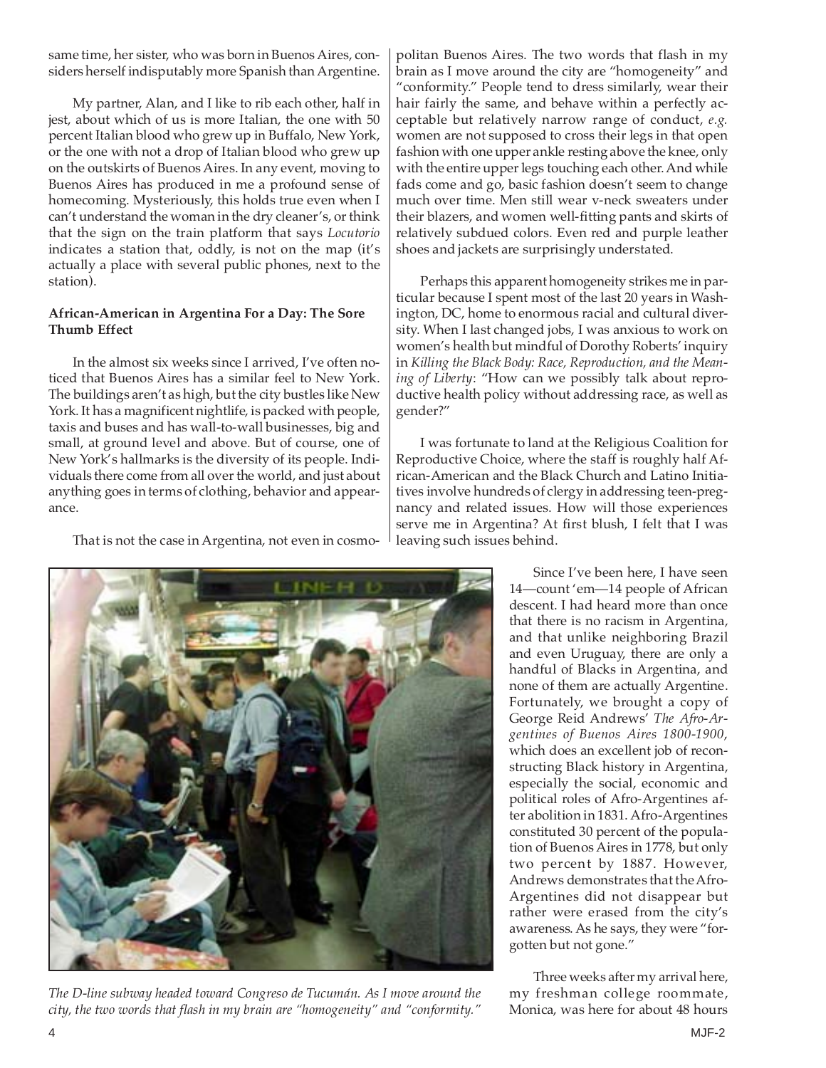same time, her sister, who was born in Buenos Aires, considers herself indisputably more Spanish than Argentine.

My partner, Alan, and I like to rib each other, half in jest, about which of us is more Italian, the one with 50 percent Italian blood who grew up in Buffalo, New York, or the one with not a drop of Italian blood who grew up on the outskirts of Buenos Aires. In any event, moving to Buenos Aires has produced in me a profound sense of homecoming. Mysteriously, this holds true even when I can't understand the woman in the dry cleaner's, or think that the sign on the train platform that says *Locutorio* indicates a station that, oddly, is not on the map (it's actually a place with several public phones, next to the station).

**African-American in Argentina For a Day: The Sore Thumb Effect**

In the almost six weeks since I arrived, I've often noticed that Buenos Aires has a similar feel to New York. The buildings aren't as high, but the city bustles like New York. It has a magnificent nightlife, is packed with people, taxis and buses and has wall-to-wall businesses, big and small, at ground level and above. But of course, one of New York's hallmarks is the diversity of its people. Individuals there come from all over the world, and just about anything goes in terms of clothing, behavior and appearance.

That is not the case in Argentina, not even in cosmopolitan Buenos Aires. The two words that flash in my brain as I move around the city are "homogeneity" and "conformity." People tend to dress similarly, wear their hair fairly the same, and behave within a perfectly acceptable but relatively narrow range of conduct, *e.g.* women are not supposed to cross their legs in that open fashion with one upper ankle resting above the knee, only with the entire upper legs touching each other. And while fads come and go, basic fashion doesn't seem to change much over time. Men still wear v-neck sweaters under their blazers, and women well-fitting pants and skirts of relatively subdued colors. Even red and purple leather shoes and jackets are surprisingly understated.

Perhaps this apparent homogeneity strikes me in particular because I spent most of the last 20 years in Washington, DC, home to enormous racial and cultural diversity. When I last changed jobs, I was anxious to work on women's health but mindful of Dorothy Roberts' inquiry in *Killing the Black Body: Race, Reproduction, and the Meaning of Liberty*: "How can we possibly talk about reproductive health policy without addressing race, as well as gender?"

I was fortunate to land at the Religious Coalition for Reproductive Choice, where the staff is roughly half African-American and the Black Church and Latino Initiatives involve hundreds of clergy in addressing teen-pregnancy and related issues. How will those experiences serve me in Argentina? At first blush, I felt that I was leaving such issues behind.

*The D-line subway headed toward Congreso de Tucumán. As I move around the city, the two words that flash in my brain are "homogeneity" and "conformity."*

Since I've been here, I have seen 14—count 'em—14 people of African descent. I had heard more than once that there is no racism in Argentina, and that unlike neighboring Brazil and even Uruguay, there are only a handful of Blacks in Argentina, and none of them are actually Argentine. Fortunately, we brought a copy of George Reid Andrews' *The Afro-Argentines of Buenos Aires 1800-1900*, which does an excellent job of reconstructing Black history in Argentina, especially the social, economic and political roles of Afro-Argentines after abolition in 1831. Afro-Argentines constituted 30 percent of the population of Buenos Aires in 1778, but only two percent by 1887. However, Andrews demonstrates that the Afro-Argentines did not disappear but rather were erased from the city's awareness. As he says, they were "forgotten but not gone."

Three weeks after my arrival here, my freshman college roommate, Monica, was here for about 48 hours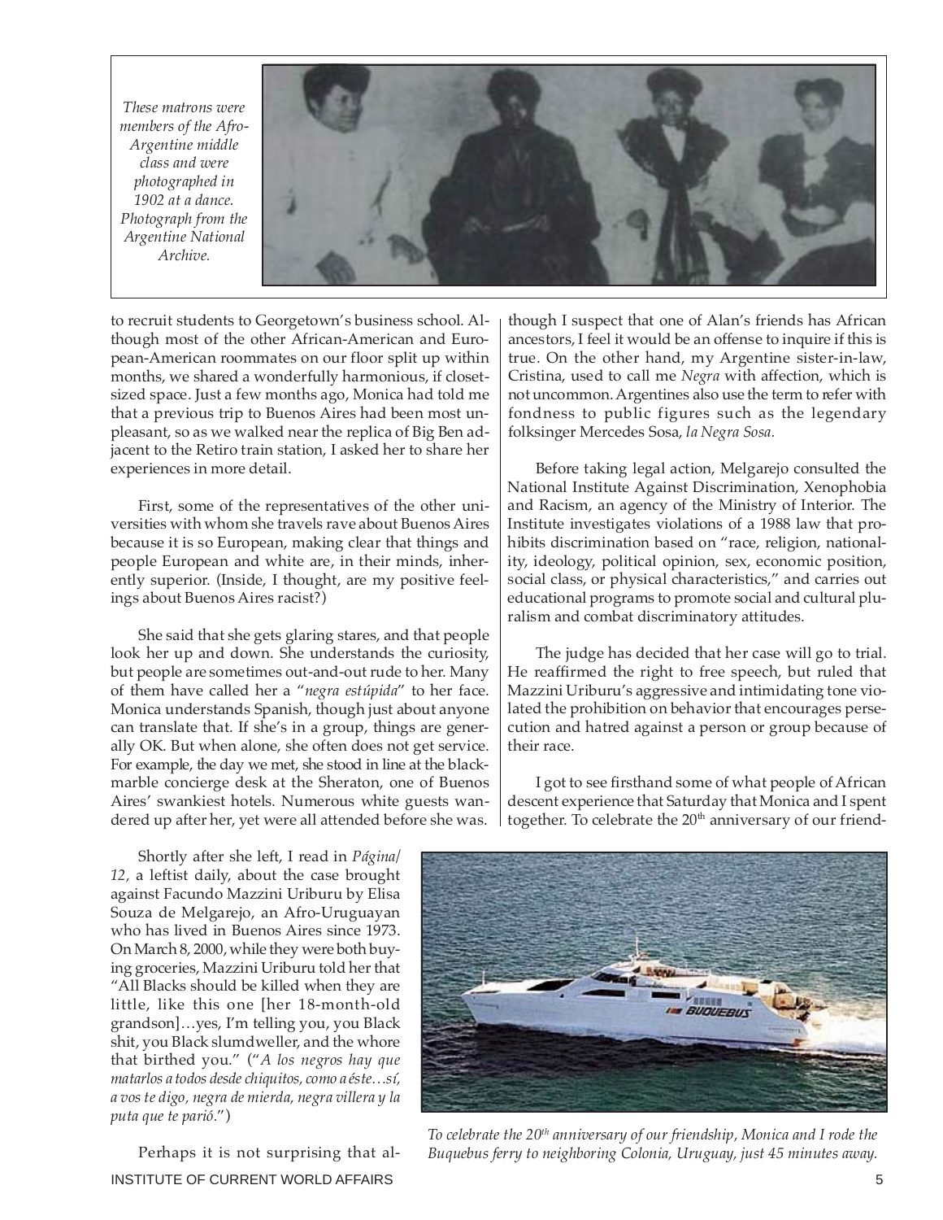*These matrons were members of the Afro-Argentine middle class and were photographed in 1902 at a dance. Photograph from the Argentine National Archive.*

to recruit students to Georgetown's business school. Although most of the other African-American and European-American roommates on our floor split up within months, we shared a wonderfully harmonious, if closet-sized space. Just a few months ago, Monica had told me that a previous trip to Buenos Aires had been most unpleasant, so as we walked near the replica of Big Ben adjacent to the Retiro train station, I asked her to share her experiences in more detail.

First, some of the representatives of the other universities with whom she travels rave about Buenos Aires because it is so European, making clear that things and people European and white are, in their minds, inherently superior. (Inside, I thought, are my positive feelings about Buenos Aires racist?)

She said that she gets glaring stares, and that people look her up and down. She understands the curiosity, but people are sometimes out-and-out rude to her. Many of them have called her a "*negra estúpida*" to her face. Monica understands Spanish, though just about anyone can translate that. If she's in a group, things are generally OK. But when alone, she often does not get service. For example, the day we met, she stood in line at the black-marble concierge desk at the Sheraton, one of Buenos Aires' swankiest hotels. Numerous white guests wandered up after her, yet were all attended before she was.

Shortly after she left, I read in *Página/12,* a leftist daily, about the case brought against Facundo Mazzini Uriburu by Elisa Souza de Melgarejo, an Afro-Uruguayan who has lived in Buenos Aires since 1973. On March 8, 2000, while they were both buying groceries, Mazzini Uriburu told her that "All Blacks should be killed when they are little, like this one [her 18-month-old grandson]…yes, I'm telling you, you Black shit, you Black slumdweller, and the whore that birthed you." ("*A los negros hay que matarlos a todos desde chiquitos, como a éste…sí, a vos te digo, negra de mierda, negra villera y la puta que te parió.*")

Perhaps it is not surprising that although I suspect that one of Alan's friends has African ancestors, I feel it would be an offense to inquire if this is true. On the other hand, my Argentine sister-in-law, Cristina, used to call me *Negra* with affection, which is not uncommon. Argentines also use the term to refer with fondness to public figures such as the legendary folksinger Mercedes Sosa, *la Negra Sosa.*

Before taking legal action, Melgarejo consulted the National Institute Against Discrimination, Xenophobia and Racism, an agency of the Ministry of Interior. The Institute investigates violations of a 1988 law that prohibits discrimination based on "race, religion, nationality, ideology, political opinion, sex, economic position, social class, or physical characteristics," and carries out educational programs to promote social and cultural pluralism and combat discriminatory attitudes.

The judge has decided that her case will go to trial. He reaffirmed the right to free speech, but ruled that Mazzini Uriburu's aggressive and intimidating tone violated the prohibition on behavior that encourages persecution and hatred against a person or group because of their race.

I got to see firsthand some of what people of African descent experience that Saturday that Monica and I spent together. To celebrate the 20th anniversary of our friend-

*To celebrate the 20th anniversary of our friendship, Monica and I rode the Buquebus ferry to neighboring Colonia, Uruguay, just 45 minutes away.*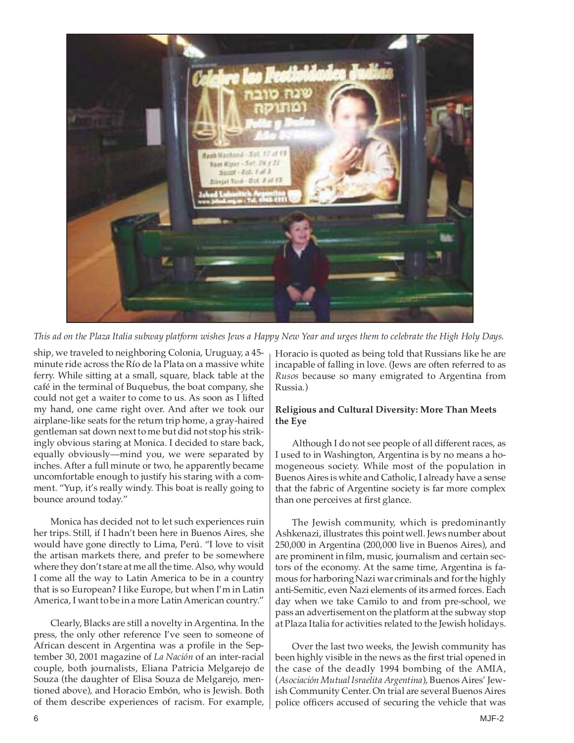*This ad on the Plaza Italia subway platform wishes Jews a Happy New Year and urges them to celebrate the High Holy Days.*

ship, we traveled to neighboring Colonia, Uruguay, a 45-minute ride across the Río de la Plata on a massive white ferry. While sitting at a small, square, black table at the café in the terminal of Buquebus, the boat company, she could not get a waiter to come to us. As soon as I lifted my hand, one came right over. And after we took our airplane-like seats for the return trip home, a gray-haired gentleman sat down next to me but did not stop his strikingly obvious staring at Monica. I decided to stare back, equally obviously—mind you, we were separated by inches. After a full minute or two, he apparently became uncomfortable enough to justify his staring with a comment. "Yup, it's really windy. This boat is really going to bounce around today."

Monica has decided not to let such experiences ruin her trips. Still, if I hadn't been here in Buenos Aires, she would have gone directly to Lima, Perú. "I love to visit the artisan markets there, and prefer to be somewhere where they don't stare at me all the time. Also, why would I come all the way to Latin America to be in a country that is so European? I like Europe, but when I'm in Latin America, I want to be in a more Latin American country."

Clearly, Blacks are still a novelty in Argentina. In the press, the only other reference I've seen to someone of African descent in Argentina was a profile in the September 30, 2001 magazine of *La Nación* of an inter-racial couple, both journalists, Eliana Patricia Melgarejo de Souza (the daughter of Elisa Souza de Melgarejo, mentioned above), and Horacio Embón, who is Jewish. Both of them describe experiences of racism. For example, Horacio is quoted as being told that Russians like he are incapable of falling in love. (Jews are often referred to as *Rusos* because so many emigrated to Argentina from Russia.)

**Religious and Cultural Diversity: More Than Meets the Eye**

Although I do not see people of all different races, as I used to in Washington, Argentina is by no means a homogeneous society. While most of the population in Buenos Aires is white and Catholic, I already have a sense that the fabric of Argentine society is far more complex than one perceives at first glance.

The Jewish community, which is predominantly Ashkenazi, illustrates this point well. Jews number about 250,000 in Argentina (200,000 live in Buenos Aires), and are prominent in film, music, journalism and certain sectors of the economy. At the same time, Argentina is famous for harboring Nazi war criminals and for the highly anti-Semitic, even Nazi elements of its armed forces. Each day when we take Camilo to and from pre-school, we pass an advertisement on the platform at the subway stop at Plaza Italia for activities related to the Jewish holidays.

Over the last two weeks, the Jewish community has been highly visible in the news as the first trial opened in the case of the deadly 1994 bombing of the AMIA, (*Asociación Mutual Israelita Argentina*), Buenos Aires' Jewish Community Center. On trial are several Buenos Aires police officers accused of securing the vehicle that was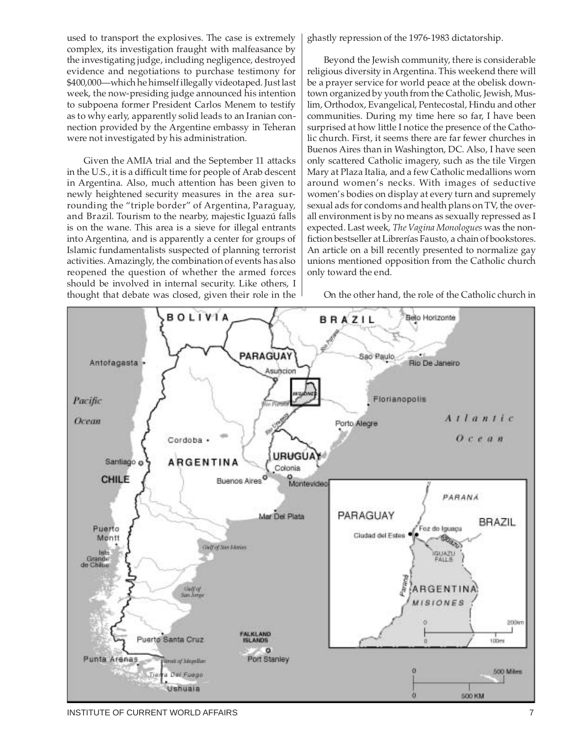used to transport the explosives. The case is extremely complex, its investigation fraught with malfeasance by the investigating judge, including negligence, destroyed evidence and negotiations to purchase testimony for $400,000—which he himself illegally videotaped. Just last week, the now-presiding judge announced his intention to subpoena former President Carlos Menem to testify as to why early, apparently solid leads to an Iranian connection provided by the Argentine embassy in Teheran were not investigated by his administration.

Given the AMIA trial and the September 11 attacks in the U.S., it is a difficult time for people of Arab descent in Argentina. Also, much attention has been given to newly heightened security measures in the area surrounding the "triple border" of Argentina, Paraguay, and Brazil. Tourism to the nearby, majestic Iguazú falls is on the wane. This area is a sieve for illegal entrants into Argentina, and is apparently a center for groups of Islamic fundamentalists suspected of planning terrorist activities. Amazingly, the combination of events has also reopened the question of whether the armed forces should be involved in internal security. Like others, I thought that debate was closed, given their role in the ghastly repression of the 1976-1983 dictatorship.

Beyond the Jewish community, there is considerable religious diversity in Argentina. This weekend there will be a prayer service for world peace at the obelisk downtown organized by youth from the Catholic, Jewish, Muslim, Orthodox, Evangelical, Pentecostal, Hindu and other communities. During my time here so far, I have been surprised at how little I notice the presence of the Catholic church. First, it seems there are far fewer churches in Buenos Aires than in Washington, DC. Also, I have seen only scattered Catholic imagery, such as the tile Virgen Mary at Plaza Italia, and a few Catholic medallions worn around women's necks. With images of seductive women's bodies on display at every turn and supremely sexual ads for condoms and health plans on TV, the overall environment is by no means as sexually repressed as I expected. Last week, *The Vagina Monologues* was the nonfiction bestseller at Librerías Fausto, a chain of bookstores. An article on a bill recently presented to normalize gay unions mentioned opposition from the Catholic church only toward the end.

On the other hand, the role of the Catholic church in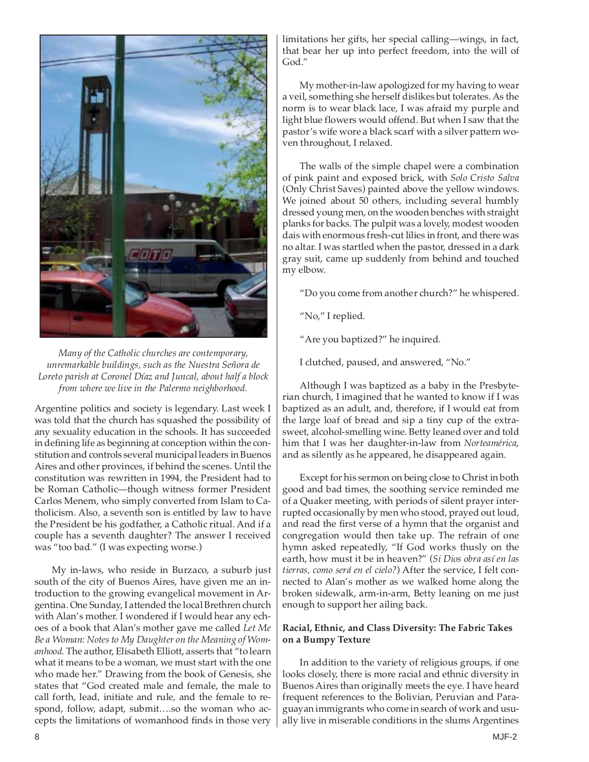*Many of the Catholic churches are contemporary, unremarkable buildings, such as the Nuestra Señora de Loreto parish at Coronel Díaz and Juncal, about half a block from where we live in the Palermo neighborhood.*

Argentine politics and society is legendary. Last week I was told that the church has squashed the possibility of any sexuality education in the schools. It has succeeded in defining life as beginning at conception within the constitution and controls several municipal leaders in Buenos Aires and other provinces, if behind the scenes. Until the constitution was rewritten in 1994, the President had to be Roman Catholic—though witness former President Carlos Menem, who simply converted from Islam to Catholicism. Also, a seventh son is entitled by law to have the President be his godfather, a Catholic ritual. And if a couple has a seventh daughter? The answer I received was "too bad." (I was expecting worse.)

My in-laws, who reside in Burzaco, a suburb just south of the city of Buenos Aires, have given me an introduction to the growing evangelical movement in Argentina. One Sunday, I attended the local Brethren church with Alan's mother. I wondered if I would hear any echoes of a book that Alan's mother gave me called *Let Me Be a Woman: Notes to My Daughter on the Meaning of Womanhood.* The author, Elisabeth Elliott, asserts that "to learn what it means to be a woman, we must start with the one who made her." Drawing from the book of Genesis, she states that "God created male and female, the male to call forth, lead, initiate and rule, and the female to respond, follow, adapt, submit….so the woman who accepts the limitations of womanhood finds in those very limitations her gifts, her special calling—wings, in fact, that bear her up into perfect freedom, into the will of God."

My mother-in-law apologized for my having to wear a veil, something she herself dislikes but tolerates. As the norm is to wear black lace, I was afraid my purple and light blue flowers would offend. But when I saw that the pastor's wife wore a black scarf with a silver pattern woven throughout, I relaxed.

The walls of the simple chapel were a combination of pink paint and exposed brick, with *Solo Cristo Salva* (Only Christ Saves) painted above the yellow windows. We joined about 50 others, including several humbly dressed young men, on the wooden benches with straight planks for backs. The pulpit was a lovely, modest wooden dais with enormous fresh-cut lilies in front, and there was no altar. I was startled when the pastor, dressed in a dark gray suit, came up suddenly from behind and touched my elbow.

"Do you come from another church?" he whispered.

"No," I replied.

"Are you baptized?" he inquired.

I clutched, paused, and answered, "No."

Although I was baptized as a baby in the Presbyterian church, I imagined that he wanted to know if I was baptized as an adult, and, therefore, if I would eat from the large loaf of bread and sip a tiny cup of the extra-sweet, alcohol-smelling wine. Betty leaned over and told him that I was her daughter-in-law from *Norteamérica*, and as silently as he appeared, he disappeared again.

Except for his sermon on being close to Christ in both good and bad times, the soothing service reminded me of a Quaker meeting, with periods of silent prayer interrupted occasionally by men who stood, prayed out loud, and read the first verse of a hymn that the organist and congregation would then take up. The refrain of one hymn asked repeatedly, "If God works thusly on the earth, how must it be in heaven?" (*Si Dios obra así en las tierras, como será en el cielo?*) After the service, I felt connected to Alan's mother as we walked home along the broken sidewalk, arm-in-arm, Betty leaning on me just enough to support her ailing back.

### Racial, Ethnic, and Class Diversity: The Fabric Takes on a Bumpy Texture

In addition to the variety of religious groups, if one looks closely, there is more racial and ethnic diversity in Buenos Aires than originally meets the eye. I have heard frequent references to the Bolivian, Peruvian and Paraguayan immigrants who come in search of work and usually live in miserable conditions in the slums Argentines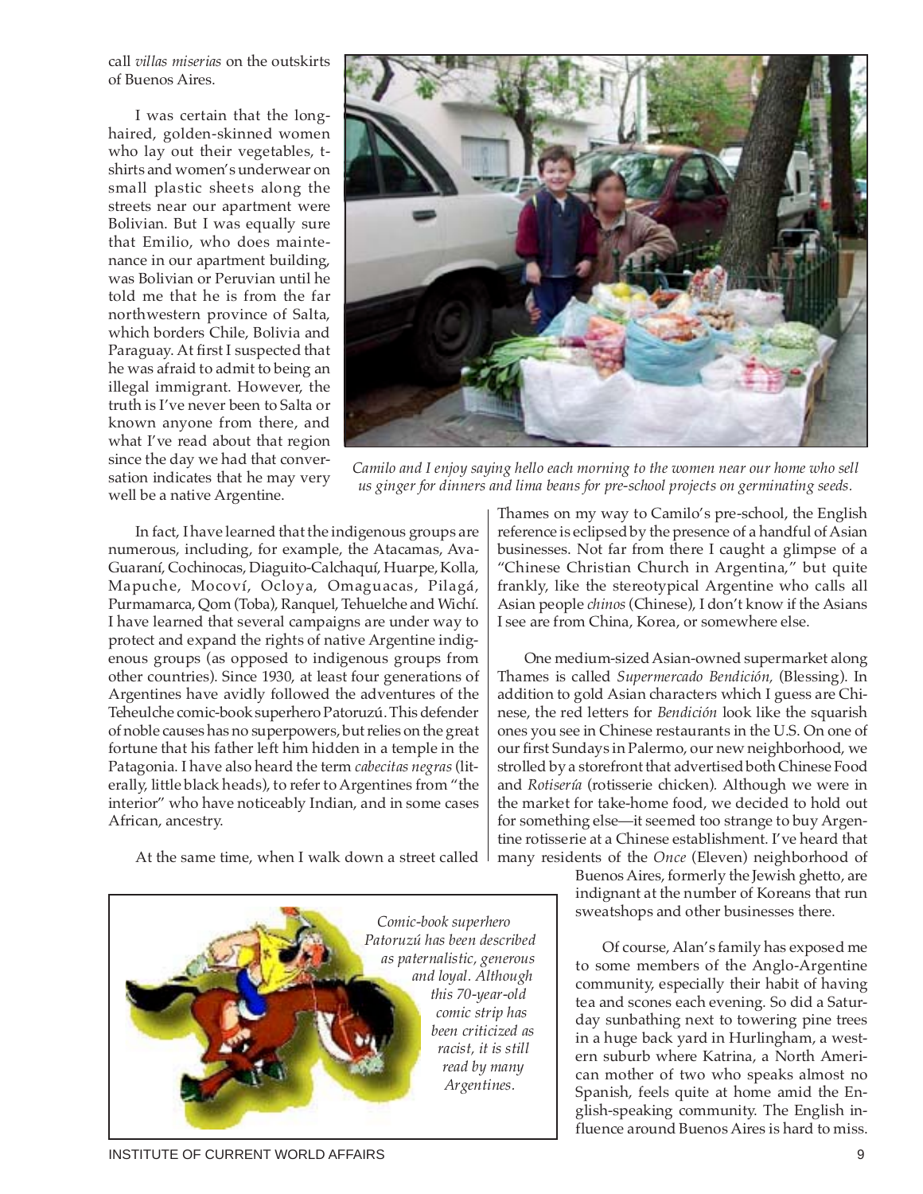call *villas miserias* on the outskirts of Buenos Aires.

I was certain that the long-haired, golden-skinned women who lay out their vegetables, t-shirts and women's underwear on small plastic sheets along the streets near our apartment were Bolivian. But I was equally sure that Emilio, who does maintenance in our apartment building, was Bolivian or Peruvian until he told me that he is from the far northwestern province of Salta, which borders Chile, Bolivia and Paraguay. At first I suspected that he was afraid to admit to being an illegal immigrant. However, the truth is I've never been to Salta or known anyone from there, and what I've read about that region since the day we had that conversation indicates that he may very well be a native Argentine.

*Camilo and I enjoy saying hello each morning to the women near our home who sell us ginger for dinners and lima beans for pre-school projects on germinating seeds.*

In fact, I have learned that the indigenous groups are numerous, including, for example, the Atacamas, Ava-Guaraní, Cochinocas, Diaguito-Calchaquí, Huarpe, Kolla, Mapuche, Mocoví, Ocloya, Omaguacas, Pilagá, Purmamarca, Qom (Toba), Ranquel, Tehuelche and Wichí. I have learned that several campaigns are under way to protect and expand the rights of native Argentine indigenous groups (as opposed to indigenous groups from other countries). Since 1930, at least four generations of Argentines have avidly followed the adventures of the Teheulche comic-book superhero Patoruzú. This defender of noble causes has no superpowers, but relies on the great fortune that his father left him hidden in a temple in the Patagonia. I have also heard the term *cabecitas negras* (literally, little black heads), to refer to Argentines from "the interior" who have noticeably Indian, and in some cases African, ancestry.

At the same time, when I walk down a street called Thames on my way to Camilo's pre-school, the English reference is eclipsed by the presence of a handful of Asian businesses. Not far from there I caught a glimpse of a "Chinese Christian Church in Argentina," but quite frankly, like the stereotypical Argentine who calls all Asian people *chinos* (Chinese), I don't know if the Asians I see are from China, Korea, or somewhere else.

One medium-sized Asian-owned supermarket along Thames is called *Supermercado Bendición,* (Blessing). In addition to gold Asian characters which I guess are Chinese, the red letters for *Bendición* look like the squarish ones you see in Chinese restaurants in the U.S. On one of our first Sundays in Palermo, our new neighborhood, we strolled by a storefront that advertised both Chinese Food and *Rotisería* (rotisserie chicken). Although we were in the market for take-home food, we decided to hold out for something else—it seemed too strange to buy Argentine rotisserie at a Chinese establishment. I've heard that many residents of the *Once* (Eleven) neighborhood of Buenos Aires, formerly the Jewish ghetto, are indignant at the number of Koreans that run sweatshops and other businesses there.

*Comic-book superhero Patoruzú has been described as paternalistic, generous and loyal. Although this 70-year-old comic strip has been criticized as racist, it is still read by many Argentines.*

Of course, Alan's family has exposed me to some members of the Anglo-Argentine community, especially their habit of having tea and scones each evening. So did a Saturday sunbathing next to towering pine trees in a huge back yard in Hurlingham, a western suburb where Katrina, a North American mother of two who speaks almost no Spanish, feels quite at home amid the English-speaking community. The English influence around Buenos Aires is hard to miss.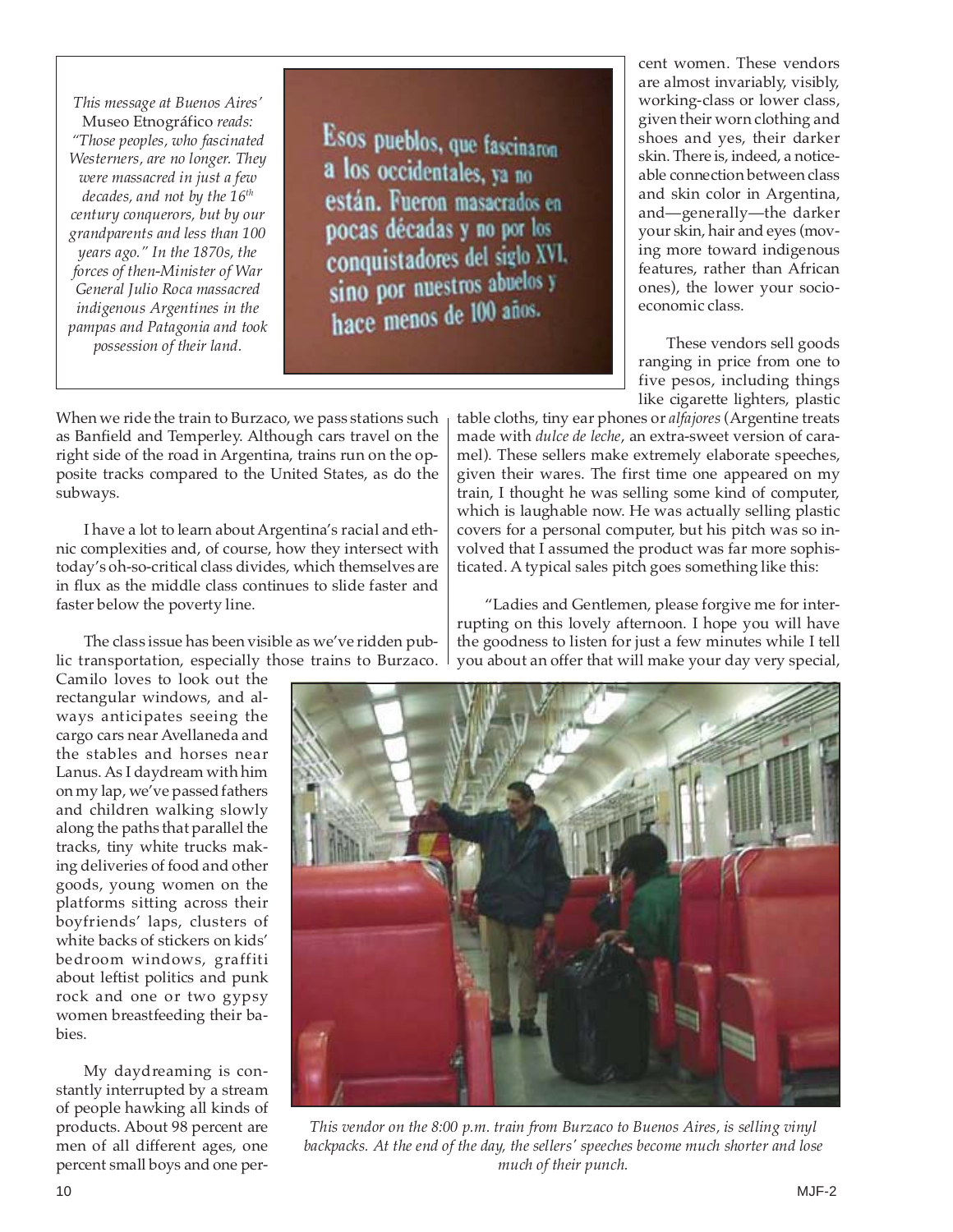*This message at Buenos Aires'* Museo Etnográfico *reads: "Those peoples, who fascinated Westerners, are no longer. They were massacred in just a few decades, and not by the 16th century conquerors, but by our grandparents and less than 100 years ago." In the 1870s, the forces of then-Minister of War General Julio Roca massacred indigenous Argentines in the pampas and Patagonia and took possession of their land.*

Esos pueblos, que fascinaron a los occidentales, ya no están. Fueron masacrados en pocas décadas y no por los conquistadores del siglo XVI, sino por nuestros abuelos y hace menos de 100 años.

When we ride the train to Burzaco, we pass stations such as Banfield and Temperley. Although cars travel on the right side of the road in Argentina, trains run on the opposite tracks compared to the United States, as do the subways.

I have a lot to learn about Argentina's racial and ethnic complexities and, of course, how they intersect with today's oh-so-critical class divides, which themselves are in flux as the middle class continues to slide faster and faster below the poverty line.

The class issue has been visible as we've ridden public transportation, especially those trains to Burzaco. Camilo loves to look out the rectangular windows, and always anticipates seeing the cargo cars near Avellaneda and the stables and horses near Lanus. As I daydream with him on my lap, we've passed fathers and children walking slowly along the paths that parallel the tracks, tiny white trucks making deliveries of food and other goods, young women on the platforms sitting across their boyfriends' laps, clusters of white backs of stickers on kids' bedroom windows, graffiti about leftist politics and punk rock and one or two gypsy women breastfeeding their babies.

My daydreaming is constantly interrupted by a stream of people hawking all kinds of products. About 98 percent are men of all different ages, one percent small boys and one percent women. These vendors are almost invariably, visibly, working-class or lower class, given their worn clothing and shoes and yes, their darker skin. There is, indeed, a noticeable connection between class and skin color in Argentina, and—generally—the darker your skin, hair and eyes (moving more toward indigenous features, rather than African ones), the lower your socioeconomic class.

These vendors sell goods ranging in price from one to five pesos, including things like cigarette lighters, plastic table cloths, tiny ear phones or *alfajores* (Argentine treats made with *dulce de leche*, an extra-sweet version of caramel). These sellers make extremely elaborate speeches, given their wares. The first time one appeared on my train, I thought he was selling some kind of computer, which is laughable now. He was actually selling plastic covers for a personal computer, but his pitch was so involved that I assumed the product was far more sophisticated. A typical sales pitch goes something like this:

"Ladies and Gentlemen, please forgive me for interrupting on this lovely afternoon. I hope you will have the goodness to listen for just a few minutes while I tell you about an offer that will make your day very special,

*This vendor on the 8:00 p.m. train from Burzaco to Buenos Aires, is selling vinyl backpacks. At the end of the day, the sellers' speeches become much shorter and lose much of their punch.*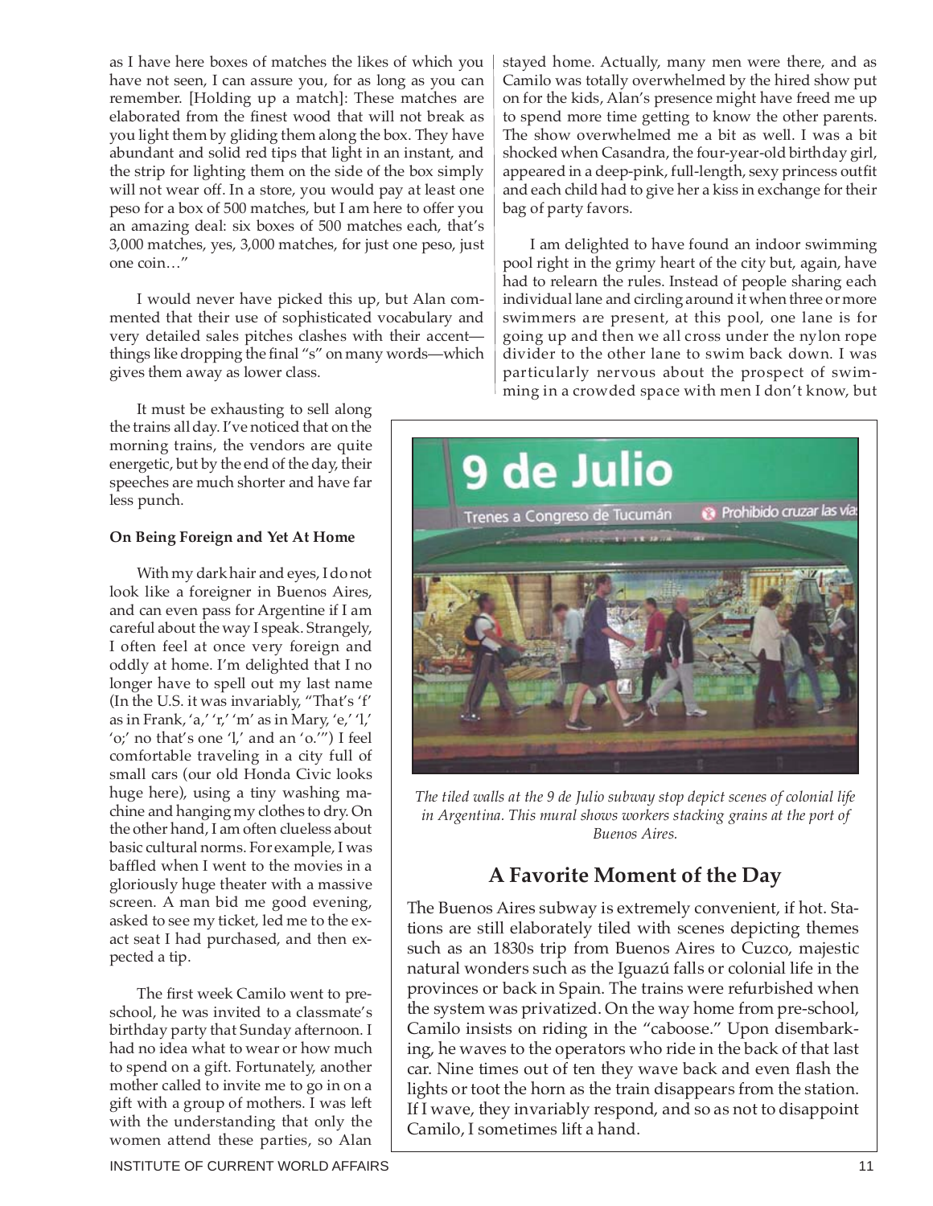as I have here boxes of matches the likes of which you have not seen, I can assure you, for as long as you can remember. [Holding up a match]: These matches are elaborated from the finest wood that will not break as you light them by gliding them along the box. They have abundant and solid red tips that light in an instant, and the strip for lighting them on the side of the box simply will not wear off. In a store, you would pay at least one peso for a box of 500 matches, but I am here to offer you an amazing deal: six boxes of 500 matches each, that's 3,000 matches, yes, 3,000 matches, for just one peso, just one coin…"

I would never have picked this up, but Alan commented that their use of sophisticated vocabulary and very detailed sales pitches clashes with their accent—things like dropping the final "s" on many words—which gives them away as lower class.

It must be exhausting to sell along the trains all day. I've noticed that on the morning trains, the vendors are quite energetic, but by the end of the day, their speeches are much shorter and have far less punch.

**On Being Foreign and Yet At Home**

With my dark hair and eyes, I do not look like a foreigner in Buenos Aires, and can even pass for Argentine if I am careful about the way I speak. Strangely, I often feel at once very foreign and oddly at home. I'm delighted that I no longer have to spell out my last name (In the U.S. it was invariably, "That's 'f' as in Frank, 'a,' 'r,' 'm' as in Mary, 'e,' 'l,' 'o;' no that's one 'l,' and an 'o.'") I feel comfortable traveling in a city full of small cars (our old Honda Civic looks huge here), using a tiny washing machine and hanging my clothes to dry. On the other hand, I am often clueless about basic cultural norms. For example, I was baffled when I went to the movies in a gloriously huge theater with a massive screen. A man bid me good evening, asked to see my ticket, led me to the exact seat I had purchased, and then expected a tip.

The first week Camilo went to preschool, he was invited to a classmate's birthday party that Sunday afternoon. I had no idea what to wear or how much to spend on a gift. Fortunately, another mother called to invite me to go in on a gift with a group of mothers. I was left with the understanding that only the women attend these parties, so Alan stayed home. Actually, many men were there, and as Camilo was totally overwhelmed by the hired show put on for the kids, Alan's presence might have freed me up to spend more time getting to know the other parents. The show overwhelmed me a bit as well. I was a bit shocked when Casandra, the four-year-old birthday girl, appeared in a deep-pink, full-length, sexy princess outfit and each child had to give her a kiss in exchange for their bag of party favors.

I am delighted to have found an indoor swimming pool right in the grimy heart of the city but, again, have had to relearn the rules. Instead of people sharing each individual lane and circling around it when three or more swimmers are present, at this pool, one lane is for going up and then we all cross under the nylon rope divider to the other lane to swim back down. I was particularly nervous about the prospect of swimming in a crowded space with men I don't know, but

*The tiled walls at the 9 de Julio subway stop depict scenes of colonial life in Argentina. This mural shows workers stacking grains at the port of Buenos Aires.*

## A Favorite Moment of the Day

The Buenos Aires subway is extremely convenient, if hot. Stations are still elaborately tiled with scenes depicting themes such as an 1830s trip from Buenos Aires to Cuzco, majestic natural wonders such as the Iguazú falls or colonial life in the provinces or back in Spain. The trains were refurbished when the system was privatized. On the way home from pre-school, Camilo insists on riding in the "caboose." Upon disembarking, he waves to the operators who ride in the back of that last car. Nine times out of ten they wave back and even flash the lights or toot the horn as the train disappears from the station. If I wave, they invariably respond, and so as not to disappoint Camilo, I sometimes lift a hand.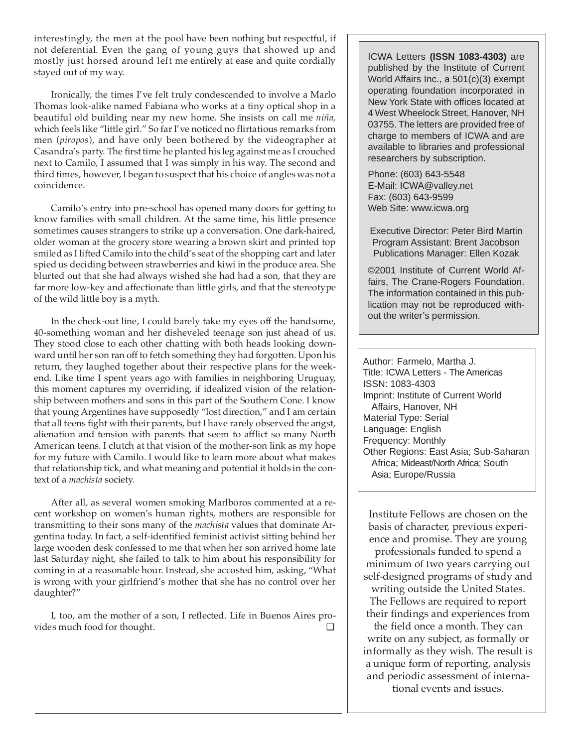interestingly, the men at the pool have been nothing but respectful, if not deferential. Even the gang of young guys that showed up and mostly just horsed around left me entirely at ease and quite cordially stayed out of my way.

Ironically, the times I've felt truly condescended to involve a Marlo Thomas look-alike named Fabiana who works at a tiny optical shop in a beautiful old building near my new home. She insists on call me *niña,* which feels like "little girl." So far I've noticed no flirtatious remarks from men (*piropos*), and have only been bothered by the videographer at Casandra's party. The first time he planted his leg against me as I crouched next to Camilo, I assumed that I was simply in his way. The second and third times, however, I began to suspect that his choice of angles was not a coincidence.

Camilo's entry into pre-school has opened many doors for getting to know families with small children. At the same time, his little presence sometimes causes strangers to strike up a conversation. One dark-haired, older woman at the grocery store wearing a brown skirt and printed top smiled as I lifted Camilo into the child's seat of the shopping cart and later spied us deciding between strawberries and kiwi in the produce area. She blurted out that she had always wished she had had a son, that they are far more low-key and affectionate than little girls, and that the stereotype of the wild little boy is a myth.

In the check-out line, I could barely take my eyes off the handsome, 40-something woman and her disheveled teenage son just ahead of us. They stood close to each other chatting with both heads looking downward until her son ran off to fetch something they had forgotten. Upon his return, they laughed together about their respective plans for the weekend. Like time I spent years ago with families in neighboring Uruguay, this moment captures my overriding, if idealized vision of the relationship between mothers and sons in this part of the Southern Cone. I know that young Argentines have supposedly "lost direction," and I am certain that all teens fight with their parents, but I have rarely observed the angst, alienation and tension with parents that seem to afflict so many North American teens. I clutch at that vision of the mother-son link as my hope for my future with Camilo. I would like to learn more about what makes that relationship tick, and what meaning and potential it holds in the context of a *machista* society.

After all, as several women smoking Marlboros commented at a recent workshop on women's human rights, mothers are responsible for transmitting to their sons many of the *machista* values that dominate Argentina today. In fact, a self-identified feminist activist sitting behind her large wooden desk confessed to me that when her son arrived home late last Saturday night, she failed to talk to him about his responsibility for coming in at a reasonable hour. Instead, she accosted him, asking, "What is wrong with your girlfriend's mother that she has no control over her daughter?"

I, too, am the mother of a son, I reflected. Life in Buenos Aires provides much food for thought. ❑

ICWA Letters **(ISSN 1083-4303)** are published by the Institute of Current World Affairs Inc., a 501(c)(3) exempt operating foundation incorporated in New York State with offices located at 4 West Wheelock Street, Hanover, NH 03755. The letters are provided free of charge to members of ICWA and are available to libraries and professional researchers by subscription.

Phone: (603) 643-5548
E-Mail: ICWA@valley.net
Fax: (603) 643-9599
Web Site: www.icwa.org

Executive Director: Peter Bird Martin
Program Assistant: Brent Jacobson
Publications Manager: Ellen Kozak

©2001 Institute of Current World Affairs, The Crane-Rogers Foundation. The information contained in this publication may not be reproduced without the writer's permission.

Author: Farmelo, Martha J.
Title: ICWA Letters - The Americas
ISSN: 1083-4303
Imprint: Institute of Current World Affairs, Hanover, NH
Material Type: Serial
Language: English
Frequency: Monthly
Other Regions: East Asia; Sub-Saharan Africa; Mideast/North Africa; South Asia; Europe/Russia

Institute Fellows are chosen on the basis of character, previous experience and promise. They are young professionals funded to spend a minimum of two years carrying out self-designed programs of study and writing outside the United States. The Fellows are required to report their findings and experiences from the field once a month. They can write on any subject, as formally or informally as they wish. The result is a unique form of reporting, analysis and periodic assessment of international events and issues.